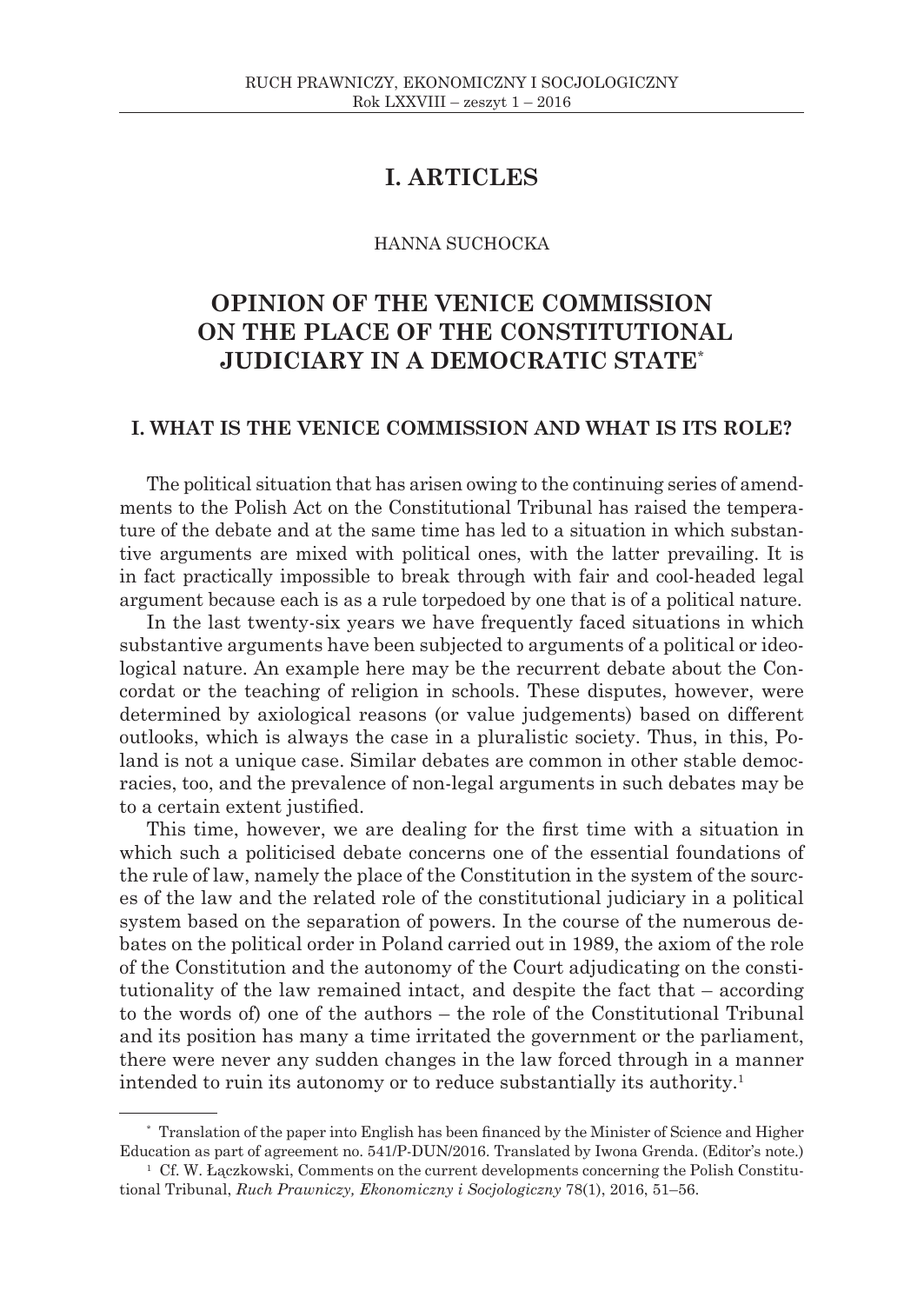# I. ARTICLES

HANNA SUCHOCKA

## OPINION OF THE VENICE COMMISSION ON THE PLACE OF THE CONSTITUTIONAL JUDICIARY IN A DEMOCRATIC STATE*

### I. WHAT IS THE VENICE COMMISSION AND WHAT IS ITS ROLE?

The political situation that has arisen owing to the continuing series of amendments to the Polish Act on the Constitutional Tribunal has raised the temperature of the debate and at the same time has led to a situation in which substantive arguments are mixed with political ones, with the latter prevailing. It is in fact practically impossible to break through with fair and cool-headed legal argument because each is as a rule torpedoed by one that is of a political nature.

In the last twenty-six years we have frequently faced situations in which substantive arguments have been subjected to arguments of a political or ideological nature. An example here may be the recurrent debate about the Concordat or the teaching of religion in schools. These disputes, however, were determined by axiological reasons (or value judgements) based on different outlooks, which is always the case in a pluralistic society. Thus, in this, Poland is not a unique case. Similar debates are common in other stable democracies, too, and the prevalence of non-legal arguments in such debates may be to a certain extent justified.

This time, however, we are dealing for the first time with a situation in which such a politicised debate concerns one of the essential foundations of the rule of law, namely the place of the Constitution in the system of the sources of the law and the related role of the constitutional judiciary in a political system based on the separation of powers. In the course of the numerous debates on the political order in Poland carried out in 1989, the axiom of the role of the Constitution and the autonomy of the Court adjudicating on the constitutionality of the law remained intact, and despite the fact that – according to the words of) one of the authors – the role of the Constitutional Tribunal and its position has many a time irritated the government or the parliament, there were never any sudden changes in the law forced through in a manner intended to ruin its autonomy or to reduce substantially its authority.[1]

---

\* Translation of the paper into English has been financed by the Minister of Science and Higher Education as part of agreement no. 541/P-DUN/2016. Translated by Iwona Grenda. (Editor's note.)

[1] Cf. W. Łączkowski, Comments on the current developments concerning the Polish Constitutional Tribunal, *Ruch Prawniczy, Ekonomiczny i Socjologiczny* 78(1), 2016, 51–56.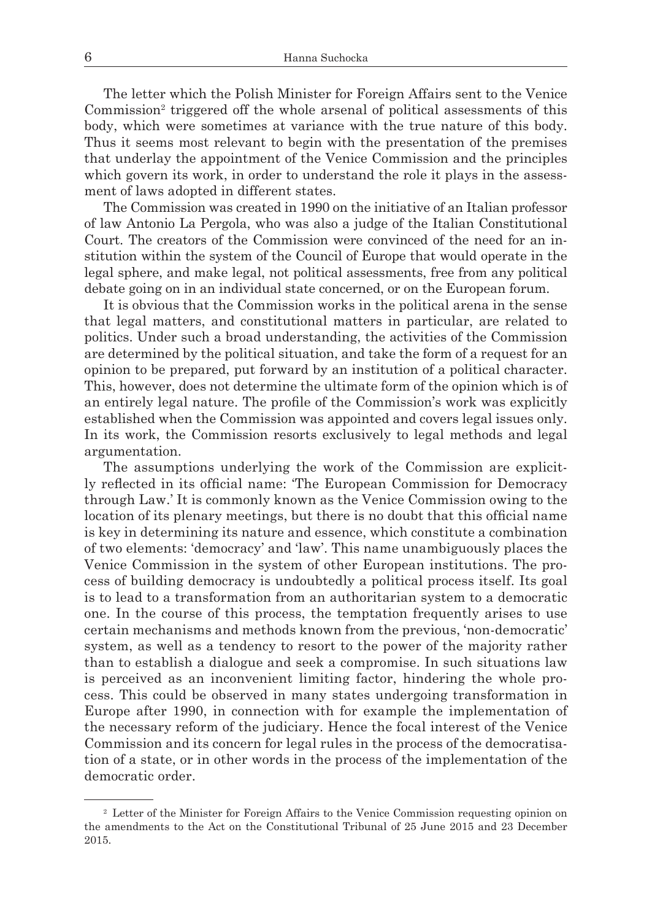The letter which the Polish Minister for Foreign Affairs sent to the Venice Commission[2] triggered off the whole arsenal of political assessments of this body, which were sometimes at variance with the true nature of this body. Thus it seems most relevant to begin with the presentation of the premises that underlay the appointment of the Venice Commission and the principles which govern its work, in order to understand the role it plays in the assessment of laws adopted in different states.

The Commission was created in 1990 on the initiative of an Italian professor of law Antonio La Pergola, who was also a judge of the Italian Constitutional Court. The creators of the Commission were convinced of the need for an institution within the system of the Council of Europe that would operate in the legal sphere, and make legal, not political assessments, free from any political debate going on in an individual state concerned, or on the European forum.

It is obvious that the Commission works in the political arena in the sense that legal matters, and constitutional matters in particular, are related to politics. Under such a broad understanding, the activities of the Commission are determined by the political situation, and take the form of a request for an opinion to be prepared, put forward by an institution of a political character. This, however, does not determine the ultimate form of the opinion which is of an entirely legal nature. The profile of the Commission's work was explicitly established when the Commission was appointed and covers legal issues only. In its work, the Commission resorts exclusively to legal methods and legal argumentation.

The assumptions underlying the work of the Commission are explicitly reflected in its official name: 'The European Commission for Democracy through Law.' It is commonly known as the Venice Commission owing to the location of its plenary meetings, but there is no doubt that this official name is key in determining its nature and essence, which constitute a combination of two elements: 'democracy' and 'law'. This name unambiguously places the Venice Commission in the system of other European institutions. The process of building democracy is undoubtedly a political process itself. Its goal is to lead to a transformation from an authoritarian system to a democratic one. In the course of this process, the temptation frequently arises to use certain mechanisms and methods known from the previous, 'non-democratic' system, as well as a tendency to resort to the power of the majority rather than to establish a dialogue and seek a compromise. In such situations law is perceived as an inconvenient limiting factor, hindering the whole process. This could be observed in many states undergoing transformation in Europe after 1990, in connection with for example the implementation of the necessary reform of the judiciary. Hence the focal interest of the Venice Commission and its concern for legal rules in the process of the democratisation of a state, or in other words in the process of the implementation of the democratic order.

---

[2] Letter of the Minister for Foreign Affairs to the Venice Commission requesting opinion on the amendments to the Act on the Constitutional Tribunal of 25 June 2015 and 23 December 2015.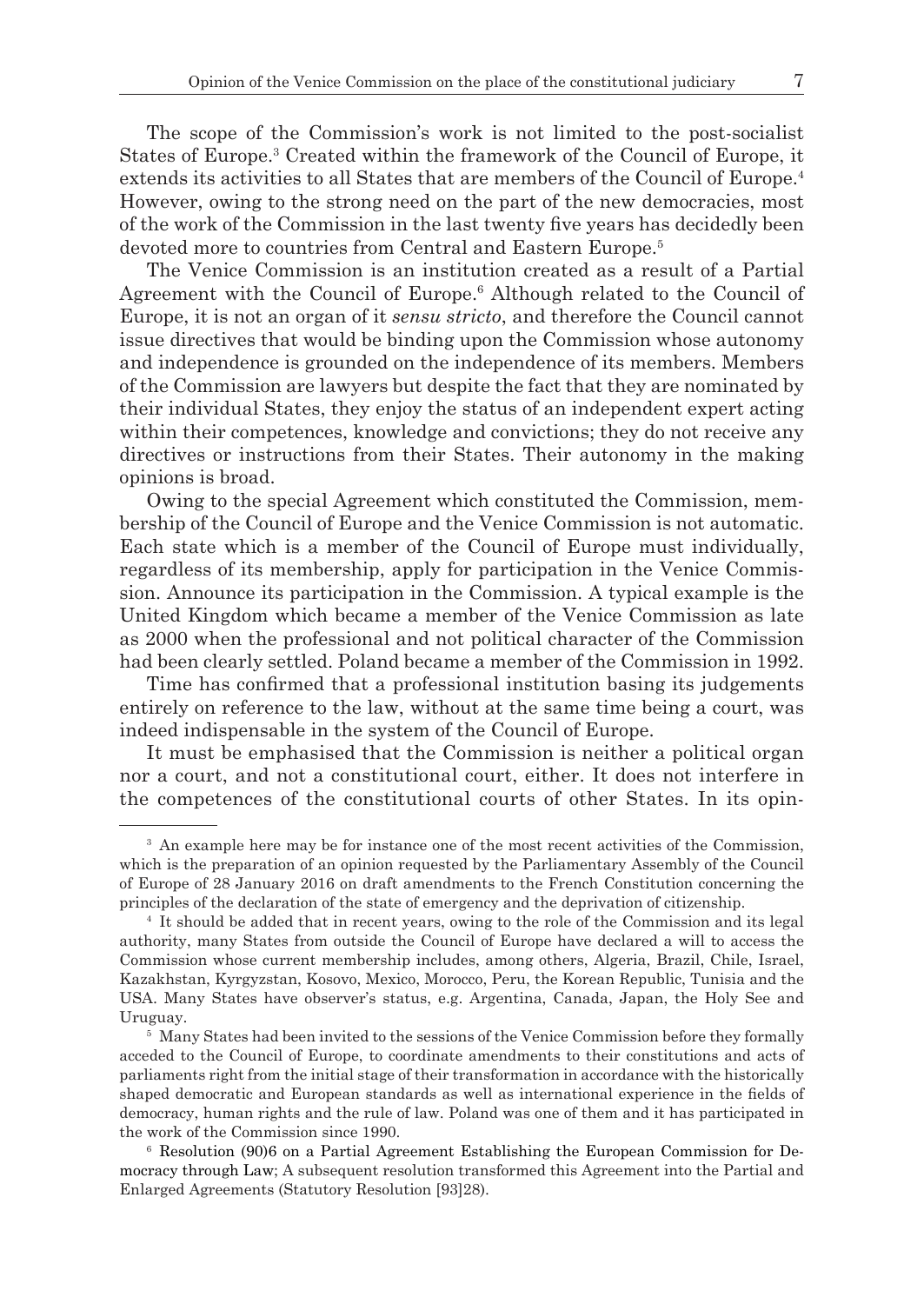The scope of the Commission's work is not limited to the post-socialist States of Europe.[3] Created within the framework of the Council of Europe, it extends its activities to all States that are members of the Council of Europe.[4] However, owing to the strong need on the part of the new democracies, most of the work of the Commission in the last twenty five years has decidedly been devoted more to countries from Central and Eastern Europe.[5]

The Venice Commission is an institution created as a result of a Partial Agreement with the Council of Europe.[6] Although related to the Council of Europe, it is not an organ of it *sensu stricto*, and therefore the Council cannot issue directives that would be binding upon the Commission whose autonomy and independence is grounded on the independence of its members. Members of the Commission are lawyers but despite the fact that they are nominated by their individual States, they enjoy the status of an independent expert acting within their competences, knowledge and convictions; they do not receive any directives or instructions from their States. Their autonomy in the making opinions is broad.

Owing to the special Agreement which constituted the Commission, membership of the Council of Europe and the Venice Commission is not automatic. Each state which is a member of the Council of Europe must individually, regardless of its membership, apply for participation in the Venice Commission. Announce its participation in the Commission. A typical example is the United Kingdom which became a member of the Venice Commission as late as 2000 when the professional and not political character of the Commission had been clearly settled. Poland became a member of the Commission in 1992.

Time has confirmed that a professional institution basing its judgements entirely on reference to the law, without at the same time being a court, was indeed indispensable in the system of the Council of Europe.

It must be emphasised that the Commission is neither a political organ nor a court, and not a constitutional court, either. It does not interfere in the competences of the constitutional courts of other States. In its opin-

---

[3] An example here may be for instance one of the most recent activities of the Commission, which is the preparation of an opinion requested by the Parliamentary Assembly of the Council of Europe of 28 January 2016 on draft amendments to the French Constitution concerning the principles of the declaration of the state of emergency and the deprivation of citizenship.

[4] It should be added that in recent years, owing to the role of the Commission and its legal authority, many States from outside the Council of Europe have declared a will to access the Commission whose current membership includes, among others, Algeria, Brazil, Chile, Israel, Kazakhstan, Kyrgyzstan, Kosovo, Mexico, Morocco, Peru, the Korean Republic, Tunisia and the USA. Many States have observer's status, e.g. Argentina, Canada, Japan, the Holy See and Uruguay.

[5] Many States had been invited to the sessions of the Venice Commission before they formally acceded to the Council of Europe, to coordinate amendments to their constitutions and acts of parliaments right from the initial stage of their transformation in accordance with the historically shaped democratic and European standards as well as international experience in the fields of democracy, human rights and the rule of law. Poland was one of them and it has participated in the work of the Commission since 1990.

[6] Resolution (90)6 on a Partial Agreement Establishing the European Commission for Democracy through Law; A subsequent resolution transformed this Agreement into the Partial and Enlarged Agreements (Statutory Resolution [93]28).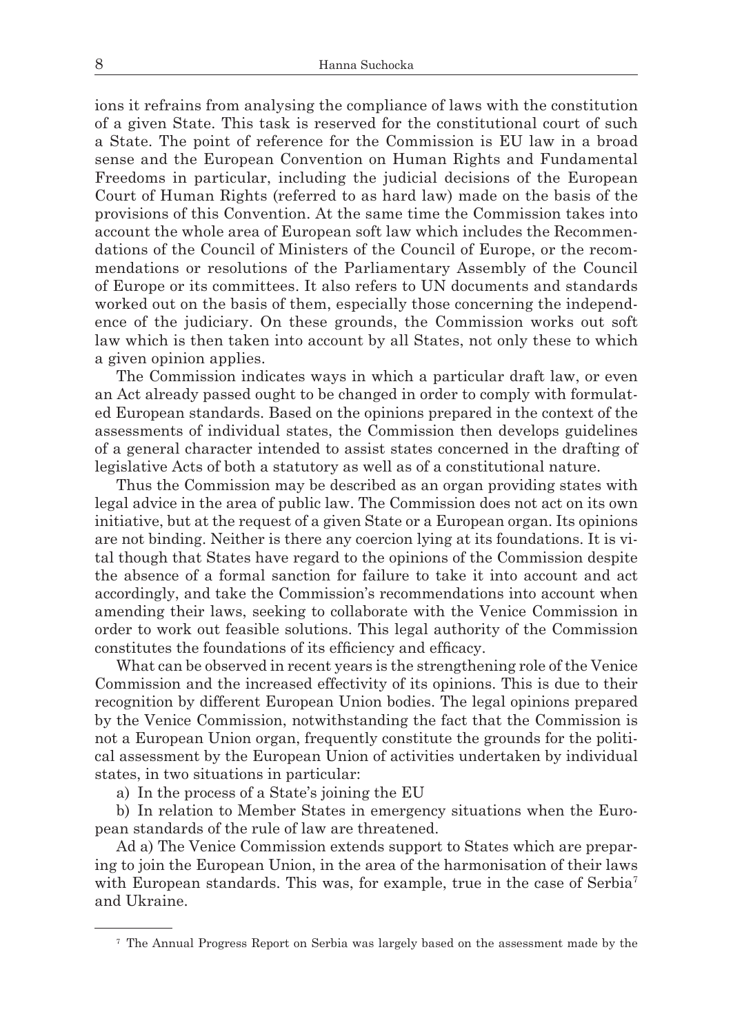ions it refrains from analysing the compliance of laws with the constitution of a given State. This task is reserved for the constitutional court of such a State. The point of reference for the Commission is EU law in a broad sense and the European Convention on Human Rights and Fundamental Freedoms in particular, including the judicial decisions of the European Court of Human Rights (referred to as hard law) made on the basis of the provisions of this Convention. At the same time the Commission takes into account the whole area of European soft law which includes the Recommendations of the Council of Ministers of the Council of Europe, or the recommendations or resolutions of the Parliamentary Assembly of the Council of Europe or its committees. It also refers to UN documents and standards worked out on the basis of them, especially those concerning the independence of the judiciary. On these grounds, the Commission works out soft law which is then taken into account by all States, not only these to which a given opinion applies.

The Commission indicates ways in which a particular draft law, or even an Act already passed ought to be changed in order to comply with formulated European standards. Based on the opinions prepared in the context of the assessments of individual states, the Commission then develops guidelines of a general character intended to assist states concerned in the drafting of legislative Acts of both a statutory as well as of a constitutional nature.

Thus the Commission may be described as an organ providing states with legal advice in the area of public law. The Commission does not act on its own initiative, but at the request of a given State or a European organ. Its opinions are not binding. Neither is there any coercion lying at its foundations. It is vital though that States have regard to the opinions of the Commission despite the absence of a formal sanction for failure to take it into account and act accordingly, and take the Commission's recommendations into account when amending their laws, seeking to collaborate with the Venice Commission in order to work out feasible solutions. This legal authority of the Commission constitutes the foundations of its efficiency and efficacy.

What can be observed in recent years is the strengthening role of the Venice Commission and the increased effectivity of its opinions. This is due to their recognition by different European Union bodies. The legal opinions prepared by the Venice Commission, notwithstanding the fact that the Commission is not a European Union organ, frequently constitute the grounds for the political assessment by the European Union of activities undertaken by individual states, in two situations in particular:

a) In the process of a State's joining the EU

b) In relation to Member States in emergency situations when the European standards of the rule of law are threatened.

Ad a) The Venice Commission extends support to States which are preparing to join the European Union, in the area of the harmonisation of their laws with European standards. This was, for example, true in the case of Serbia[7] and Ukraine.

---

[7] The Annual Progress Report on Serbia was largely based on the assessment made by the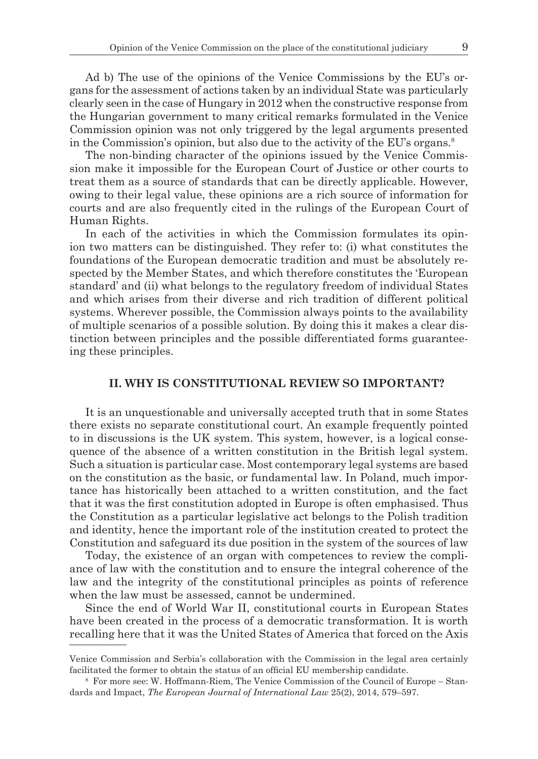Ad b) The use of the opinions of the Venice Commissions by the EU's organs for the assessment of actions taken by an individual State was particularly clearly seen in the case of Hungary in 2012 when the constructive response from the Hungarian government to many critical remarks formulated in the Venice Commission opinion was not only triggered by the legal arguments presented in the Commission's opinion, but also due to the activity of the EU's organs.[8]

The non-binding character of the opinions issued by the Venice Commission make it impossible for the European Court of Justice or other courts to treat them as a source of standards that can be directly applicable. However, owing to their legal value, these opinions are a rich source of information for courts and are also frequently cited in the rulings of the European Court of Human Rights.

In each of the activities in which the Commission formulates its opinion two matters can be distinguished. They refer to: (i) what constitutes the foundations of the European democratic tradition and must be absolutely respected by the Member States, and which therefore constitutes the 'European standard' and (ii) what belongs to the regulatory freedom of individual States and which arises from their diverse and rich tradition of different political systems. Wherever possible, the Commission always points to the availability of multiple scenarios of a possible solution. By doing this it makes a clear distinction between principles and the possible differentiated forms guaranteeing these principles.

## II. WHY IS CONSTITUTIONAL REVIEW SO IMPORTANT?

It is an unquestionable and universally accepted truth that in some States there exists no separate constitutional court. An example frequently pointed to in discussions is the UK system. This system, however, is a logical consequence of the absence of a written constitution in the British legal system. Such a situation is particular case. Most contemporary legal systems are based on the constitution as the basic, or fundamental law. In Poland, much importance has historically been attached to a written constitution, and the fact that it was the first constitution adopted in Europe is often emphasised. Thus the Constitution as a particular legislative act belongs to the Polish tradition and identity, hence the important role of the institution created to protect the Constitution and safeguard its due position in the system of the sources of law

Today, the existence of an organ with competences to review the compliance of law with the constitution and to ensure the integral coherence of the law and the integrity of the constitutional principles as points of reference when the law must be assessed, cannot be undermined.

Since the end of World War II, constitutional courts in European States have been created in the process of a democratic transformation. It is worth recalling here that it was the United States of America that forced on the Axis

---

Venice Commission and Serbia's collaboration with the Commission in the legal area certainly facilitated the former to obtain the status of an official EU membership candidate.

[8] For more see: W. Hoffmann-Riem, The Venice Commission of the Council of Europe – Standards and Impact, *The European Journal of International Law* 25(2), 2014, 579–597.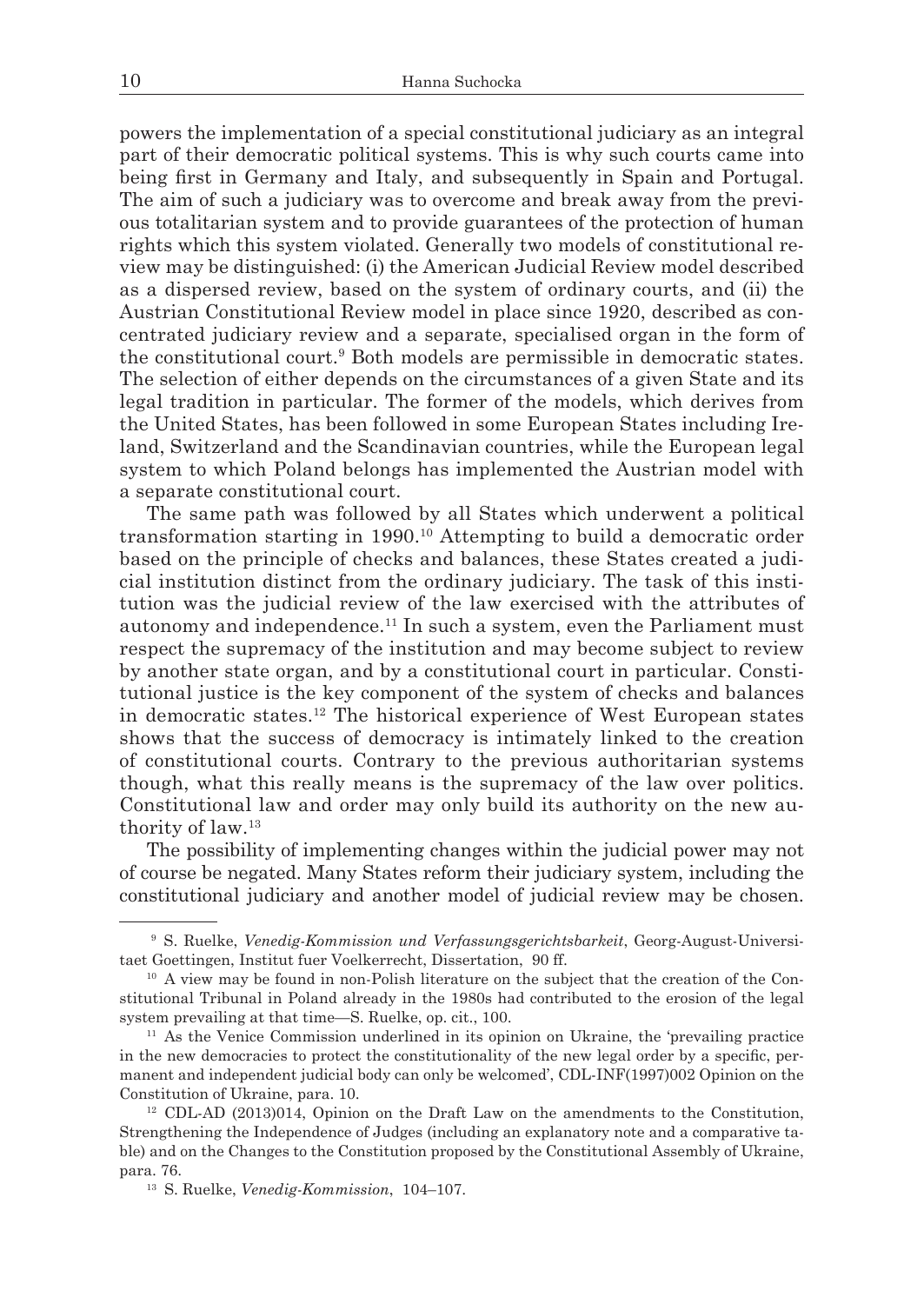powers the implementation of a special constitutional judiciary as an integral part of their democratic political systems. This is why such courts came into being first in Germany and Italy, and subsequently in Spain and Portugal. The aim of such a judiciary was to overcome and break away from the previous totalitarian system and to provide guarantees of the protection of human rights which this system violated. Generally two models of constitutional review may be distinguished: (i) the American Judicial Review model described as a dispersed review, based on the system of ordinary courts, and (ii) the Austrian Constitutional Review model in place since 1920, described as concentrated judiciary review and a separate, specialised organ in the form of the constitutional court.[9] Both models are permissible in democratic states. The selection of either depends on the circumstances of a given State and its legal tradition in particular. The former of the models, which derives from the United States, has been followed in some European States including Ireland, Switzerland and the Scandinavian countries, while the European legal system to which Poland belongs has implemented the Austrian model with a separate constitutional court.

The same path was followed by all States which underwent a political transformation starting in 1990.[10] Attempting to build a democratic order based on the principle of checks and balances, these States created a judicial institution distinct from the ordinary judiciary. The task of this institution was the judicial review of the law exercised with the attributes of autonomy and independence.[11] In such a system, even the Parliament must respect the supremacy of the institution and may become subject to review by another state organ, and by a constitutional court in particular. Constitutional justice is the key component of the system of checks and balances in democratic states.[12] The historical experience of West European states shows that the success of democracy is intimately linked to the creation of constitutional courts. Contrary to the previous authoritarian systems though, what this really means is the supremacy of the law over politics. Constitutional law and order may only build its authority on the new authority of law.[13]

The possibility of implementing changes within the judicial power may not of course be negated. Many States reform their judiciary system, including the constitutional judiciary and another model of judicial review may be chosen.

---

[9] S. Ruelke, *Venedig-Kommission und Verfassungsgerichtsbarkeit*, Georg-August-Universitaet Goettingen, Institut fuer Voelkerrecht, Dissertation, 90 ff.

[10] A view may be found in non-Polish literature on the subject that the creation of the Constitutional Tribunal in Poland already in the 1980s had contributed to the erosion of the legal system prevailing at that time—S. Ruelke, op. cit., 100.

[11] As the Venice Commission underlined in its opinion on Ukraine, the 'prevailing practice in the new democracies to protect the constitutionality of the new legal order by a specific, permanent and independent judicial body can only be welcomed', CDL-INF(1997)002 Opinion on the Constitution of Ukraine, para. 10.

[12] CDL-AD (2013)014, Opinion on the Draft Law on the amendments to the Constitution, Strengthening the Independence of Judges (including an explanatory note and a comparative table) and on the Changes to the Constitution proposed by the Constitutional Assembly of Ukraine, para. 76.

[13] S. Ruelke, *Venedig-Kommission*, 104–107.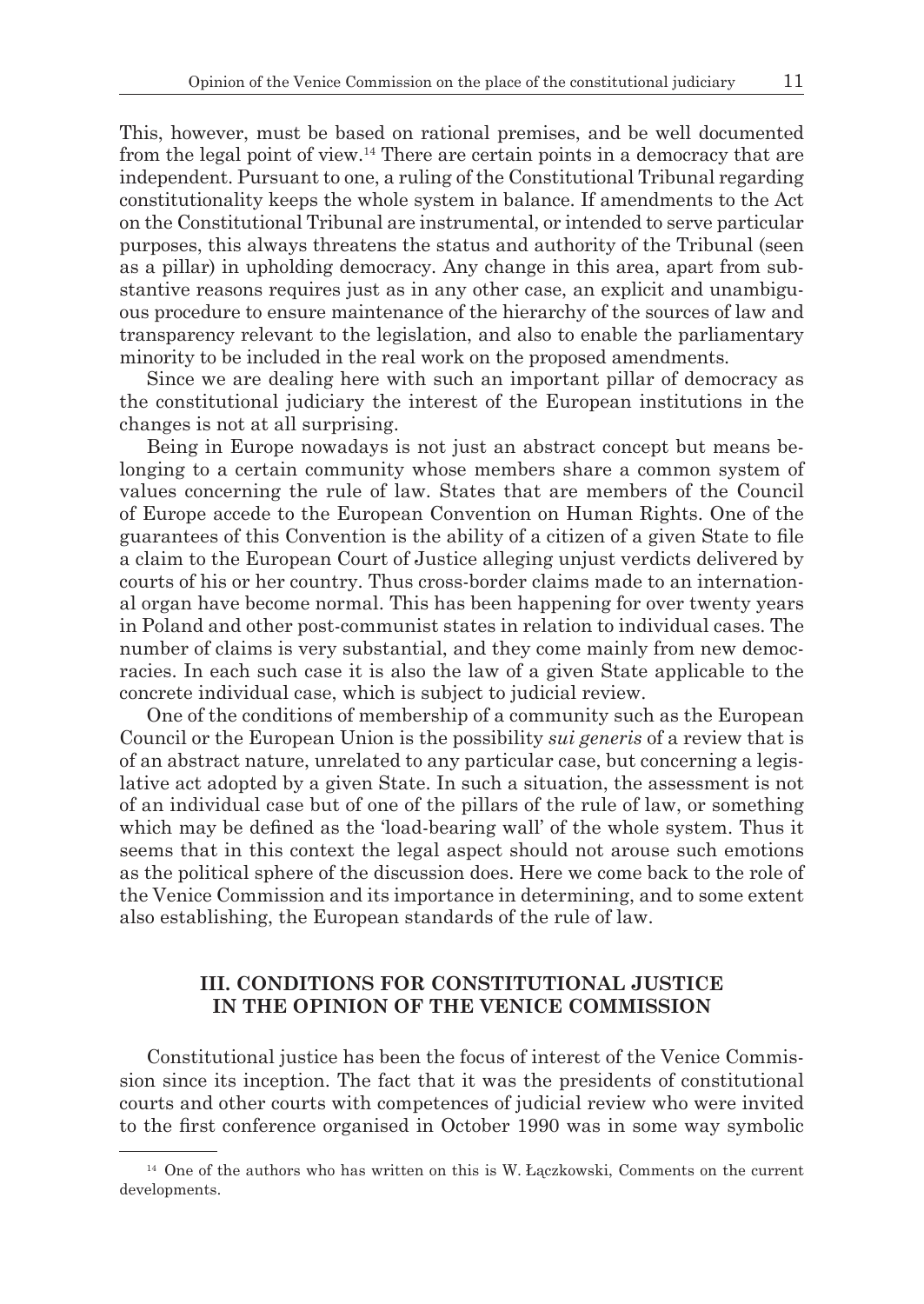This, however, must be based on rational premises, and be well documented from the legal point of view.[14] There are certain points in a democracy that are independent. Pursuant to one, a ruling of the Constitutional Tribunal regarding constitutionality keeps the whole system in balance. If amendments to the Act on the Constitutional Tribunal are instrumental, or intended to serve particular purposes, this always threatens the status and authority of the Tribunal (seen as a pillar) in upholding democracy. Any change in this area, apart from substantive reasons requires just as in any other case, an explicit and unambiguous procedure to ensure maintenance of the hierarchy of the sources of law and transparency relevant to the legislation, and also to enable the parliamentary minority to be included in the real work on the proposed amendments.

Since we are dealing here with such an important pillar of democracy as the constitutional judiciary the interest of the European institutions in the changes is not at all surprising.

Being in Europe nowadays is not just an abstract concept but means belonging to a certain community whose members share a common system of values concerning the rule of law. States that are members of the Council of Europe accede to the European Convention on Human Rights. One of the guarantees of this Convention is the ability of a citizen of a given State to file a claim to the European Court of Justice alleging unjust verdicts delivered by courts of his or her country. Thus cross-border claims made to an international organ have become normal. This has been happening for over twenty years in Poland and other post-communist states in relation to individual cases. The number of claims is very substantial, and they come mainly from new democracies. In each such case it is also the law of a given State applicable to the concrete individual case, which is subject to judicial review.

One of the conditions of membership of a community such as the European Council or the European Union is the possibility *sui generis* of a review that is of an abstract nature, unrelated to any particular case, but concerning a legislative act adopted by a given State. In such a situation, the assessment is not of an individual case but of one of the pillars of the rule of law, or something which may be defined as the 'load-bearing wall' of the whole system. Thus it seems that in this context the legal aspect should not arouse such emotions as the political sphere of the discussion does. Here we come back to the role of the Venice Commission and its importance in determining, and to some extent also establishing, the European standards of the rule of law.

## III. CONDITIONS FOR CONSTITUTIONAL JUSTICE IN THE OPINION OF THE VENICE COMMISSION

Constitutional justice has been the focus of interest of the Venice Commission since its inception. The fact that it was the presidents of constitutional courts and other courts with competences of judicial review who were invited to the first conference organised in October 1990 was in some way symbolic

[14] One of the authors who has written on this is W. Łączkowski, Comments on the current developments.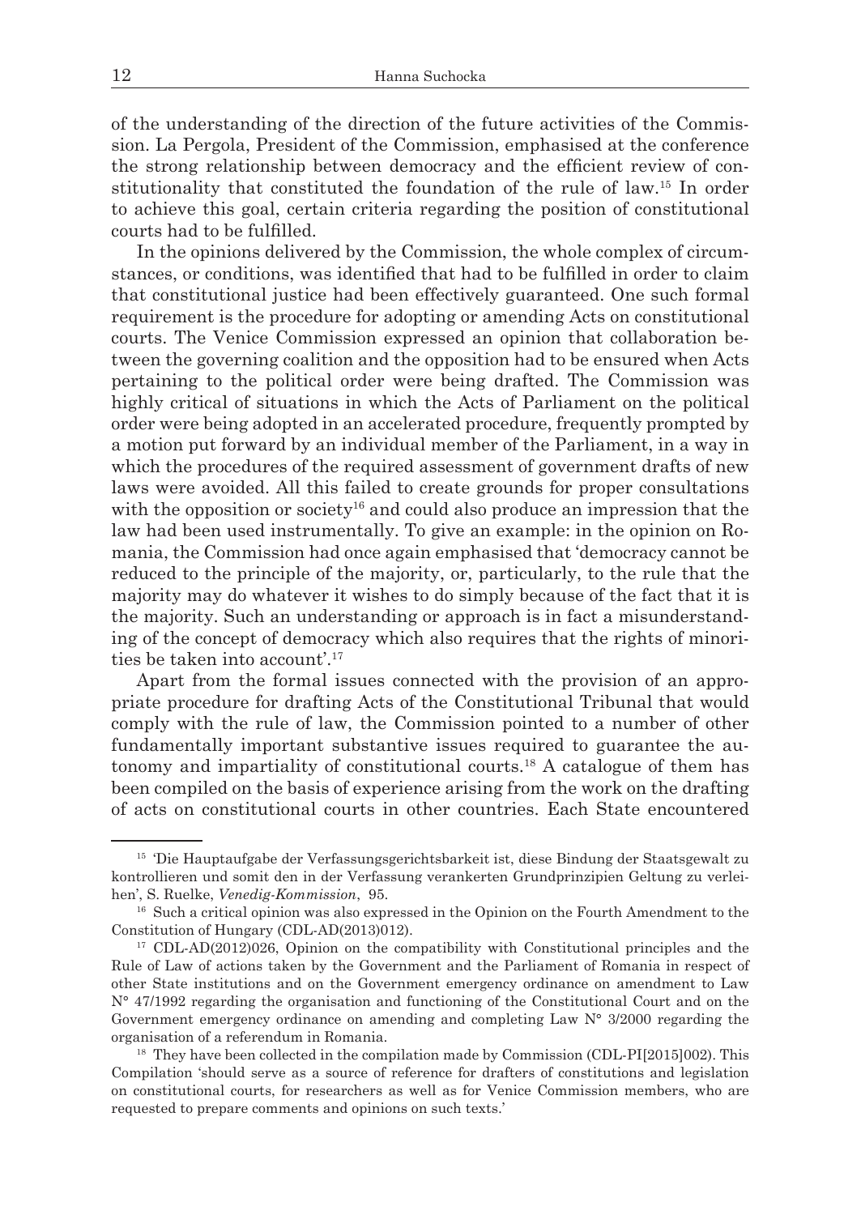of the understanding of the direction of the future activities of the Commission. La Pergola, President of the Commission, emphasised at the conference the strong relationship between democracy and the efficient review of constitutionality that constituted the foundation of the rule of law.[15] In order to achieve this goal, certain criteria regarding the position of constitutional courts had to be fulfilled.

In the opinions delivered by the Commission, the whole complex of circumstances, or conditions, was identified that had to be fulfilled in order to claim that constitutional justice had been effectively guaranteed. One such formal requirement is the procedure for adopting or amending Acts on constitutional courts. The Venice Commission expressed an opinion that collaboration between the governing coalition and the opposition had to be ensured when Acts pertaining to the political order were being drafted. The Commission was highly critical of situations in which the Acts of Parliament on the political order were being adopted in an accelerated procedure, frequently prompted by a motion put forward by an individual member of the Parliament, in a way in which the procedures of the required assessment of government drafts of new laws were avoided. All this failed to create grounds for proper consultations with the opposition or society[16] and could also produce an impression that the law had been used instrumentally. To give an example: in the opinion on Romania, the Commission had once again emphasised that 'democracy cannot be reduced to the principle of the majority, or, particularly, to the rule that the majority may do whatever it wishes to do simply because of the fact that it is the majority. Such an understanding or approach is in fact a misunderstanding of the concept of democracy which also requires that the rights of minorities be taken into account'.[17]

Apart from the formal issues connected with the provision of an appropriate procedure for drafting Acts of the Constitutional Tribunal that would comply with the rule of law, the Commission pointed to a number of other fundamentally important substantive issues required to guarantee the autonomy and impartiality of constitutional courts.[18] A catalogue of them has been compiled on the basis of experience arising from the work on the drafting of acts on constitutional courts in other countries. Each State encountered

---

[15] 'Die Hauptaufgabe der Verfassungsgerichtsbarkeit ist, diese Bindung der Staatsgewalt zu kontrollieren und somit den in der Verfassung verankerten Grundprinzipien Geltung zu verleihen', S. Ruelke, *Venedig-Kommission*, 95.

[16] Such a critical opinion was also expressed in the Opinion on the Fourth Amendment to the Constitution of Hungary (CDL-AD(2013)012).

[17] CDL-AD(2012)026, Opinion on the compatibility with Constitutional principles and the Rule of Law of actions taken by the Government and the Parliament of Romania in respect of other State institutions and on the Government emergency ordinance on amendment to Law N° 47/1992 regarding the organisation and functioning of the Constitutional Court and on the Government emergency ordinance on amending and completing Law N° 3/2000 regarding the organisation of a referendum in Romania.

[18] They have been collected in the compilation made by Commission (CDL-PI[2015]002). This Compilation 'should serve as a source of reference for drafters of constitutions and legislation on constitutional courts, for researchers as well as for Venice Commission members, who are requested to prepare comments and opinions on such texts.'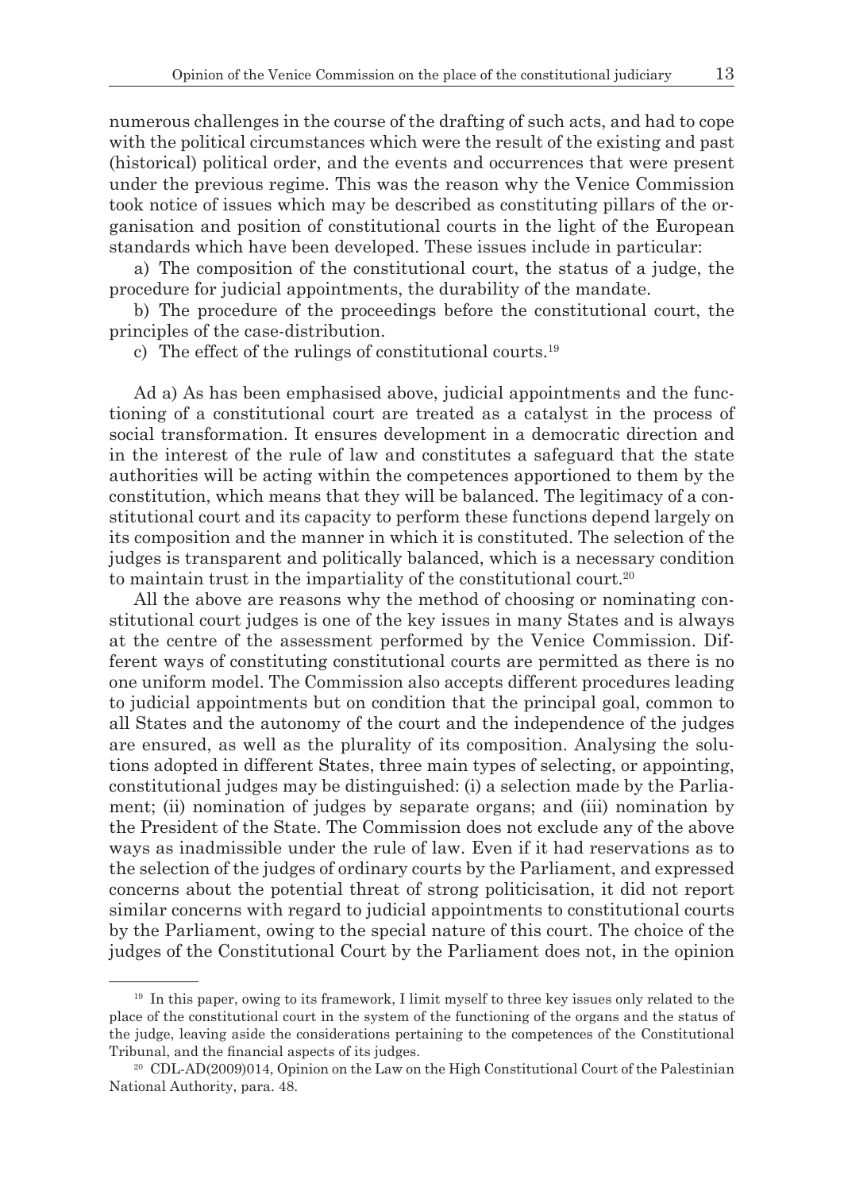numerous challenges in the course of the drafting of such acts, and had to cope with the political circumstances which were the result of the existing and past (historical) political order, and the events and occurrences that were present under the previous regime. This was the reason why the Venice Commission took notice of issues which may be described as constituting pillars of the organisation and position of constitutional courts in the light of the European standards which have been developed. These issues include in particular:

a) The composition of the constitutional court, the status of a judge, the procedure for judicial appointments, the durability of the mandate.

b) The procedure of the proceedings before the constitutional court, the principles of the case-distribution.

c) The effect of the rulings of constitutional courts.[19]

Ad a) As has been emphasised above, judicial appointments and the functioning of a constitutional court are treated as a catalyst in the process of social transformation. It ensures development in a democratic direction and in the interest of the rule of law and constitutes a safeguard that the state authorities will be acting within the competences apportioned to them by the constitution, which means that they will be balanced. The legitimacy of a constitutional court and its capacity to perform these functions depend largely on its composition and the manner in which it is constituted. The selection of the judges is transparent and politically balanced, which is a necessary condition to maintain trust in the impartiality of the constitutional court.[20]

All the above are reasons why the method of choosing or nominating constitutional court judges is one of the key issues in many States and is always at the centre of the assessment performed by the Venice Commission. Different ways of constituting constitutional courts are permitted as there is no one uniform model. The Commission also accepts different procedures leading to judicial appointments but on condition that the principal goal, common to all States and the autonomy of the court and the independence of the judges are ensured, as well as the plurality of its composition. Analysing the solutions adopted in different States, three main types of selecting, or appointing, constitutional judges may be distinguished: (i) a selection made by the Parliament; (ii) nomination of judges by separate organs; and (iii) nomination by the President of the State. The Commission does not exclude any of the above ways as inadmissible under the rule of law. Even if it had reservations as to the selection of the judges of ordinary courts by the Parliament, and expressed concerns about the potential threat of strong politicisation, it did not report similar concerns with regard to judicial appointments to constitutional courts by the Parliament, owing to the special nature of this court. The choice of the judges of the Constitutional Court by the Parliament does not, in the opinion

---

[19] In this paper, owing to its framework, I limit myself to three key issues only related to the place of the constitutional court in the system of the functioning of the organs and the status of the judge, leaving aside the considerations pertaining to the competences of the Constitutional Tribunal, and the financial aspects of its judges.

[20] CDL-AD(2009)014, Opinion on the Law on the High Constitutional Court of the Palestinian National Authority, para. 48.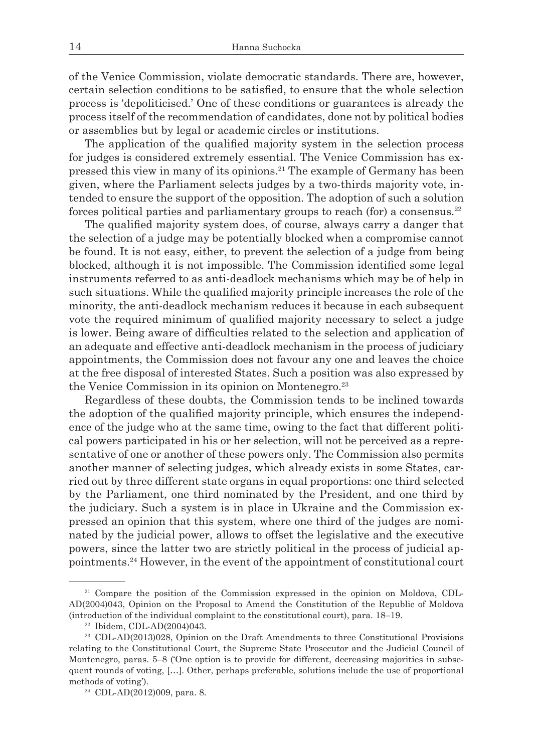of the Venice Commission, violate democratic standards. There are, however, certain selection conditions to be satisfied, to ensure that the whole selection process is 'depoliticised.' One of these conditions or guarantees is already the process itself of the recommendation of candidates, done not by political bodies or assemblies but by legal or academic circles or institutions.

The application of the qualified majority system in the selection process for judges is considered extremely essential. The Venice Commission has expressed this view in many of its opinions.[21] The example of Germany has been given, where the Parliament selects judges by a two-thirds majority vote, intended to ensure the support of the opposition. The adoption of such a solution forces political parties and parliamentary groups to reach (for) a consensus.[22]

The qualified majority system does, of course, always carry a danger that the selection of a judge may be potentially blocked when a compromise cannot be found. It is not easy, either, to prevent the selection of a judge from being blocked, although it is not impossible. The Commission identified some legal instruments referred to as anti-deadlock mechanisms which may be of help in such situations. While the qualified majority principle increases the role of the minority, the anti-deadlock mechanism reduces it because in each subsequent vote the required minimum of qualified majority necessary to select a judge is lower. Being aware of difficulties related to the selection and application of an adequate and effective anti-deadlock mechanism in the process of judiciary appointments, the Commission does not favour any one and leaves the choice at the free disposal of interested States. Such a position was also expressed by the Venice Commission in its opinion on Montenegro.[23]

Regardless of these doubts, the Commission tends to be inclined towards the adoption of the qualified majority principle, which ensures the independence of the judge who at the same time, owing to the fact that different political powers participated in his or her selection, will not be perceived as a representative of one or another of these powers only. The Commission also permits another manner of selecting judges, which already exists in some States, carried out by three different state organs in equal proportions: one third selected by the Parliament, one third nominated by the President, and one third by the judiciary. Such a system is in place in Ukraine and the Commission expressed an opinion that this system, where one third of the judges are nominated by the judicial power, allows to offset the legislative and the executive powers, since the latter two are strictly political in the process of judicial appointments.[24] However, in the event of the appointment of constitutional court

---

[21] Compare the position of the Commission expressed in the opinion on Moldova, CDL-AD(2004)043, Opinion on the Proposal to Amend the Constitution of the Republic of Moldova (introduction of the individual complaint to the constitutional court), para. 18–19.

[22] Ibidem, CDL-AD(2004)043.

[23] CDL-AD(2013)028, Opinion on the Draft Amendments to three Constitutional Provisions relating to the Constitutional Court, the Supreme State Prosecutor and the Judicial Council of Montenegro, paras. 5–8 ('One option is to provide for different, decreasing majorities in subsequent rounds of voting, […]. Other, perhaps preferable, solutions include the use of proportional methods of voting').

[24] CDL-AD(2012)009, para. 8.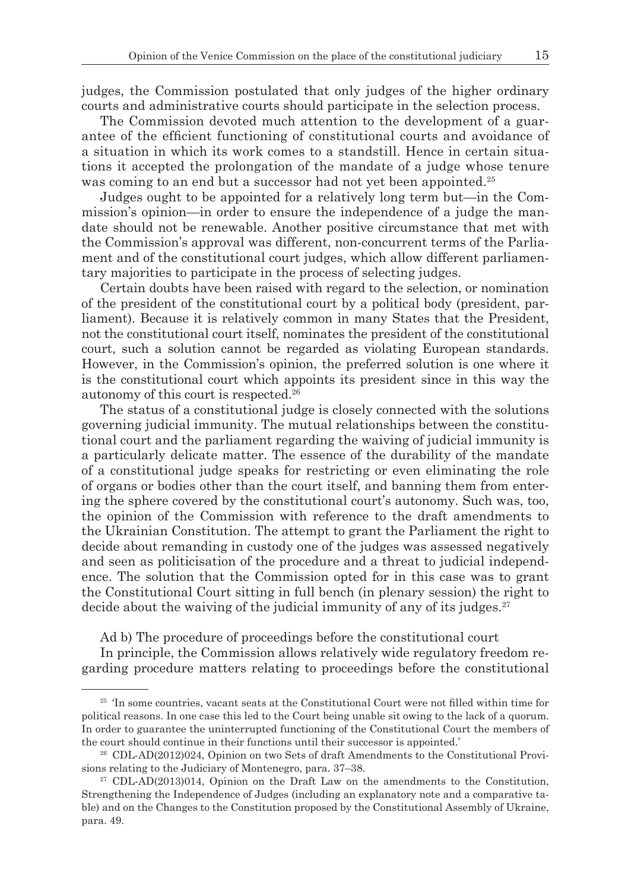judges, the Commission postulated that only judges of the higher ordinary courts and administrative courts should participate in the selection process.

The Commission devoted much attention to the development of a guarantee of the efficient functioning of constitutional courts and avoidance of a situation in which its work comes to a standstill. Hence in certain situations it accepted the prolongation of the mandate of a judge whose tenure was coming to an end but a successor had not yet been appointed.[25]

Judges ought to be appointed for a relatively long term but—in the Commission's opinion—in order to ensure the independence of a judge the mandate should not be renewable. Another positive circumstance that met with the Commission's approval was different, non-concurrent terms of the Parliament and of the constitutional court judges, which allow different parliamentary majorities to participate in the process of selecting judges.

Certain doubts have been raised with regard to the selection, or nomination of the president of the constitutional court by a political body (president, parliament). Because it is relatively common in many States that the President, not the constitutional court itself, nominates the president of the constitutional court, such a solution cannot be regarded as violating European standards. However, in the Commission's opinion, the preferred solution is one where it is the constitutional court which appoints its president since in this way the autonomy of this court is respected.[26]

The status of a constitutional judge is closely connected with the solutions governing judicial immunity. The mutual relationships between the constitutional court and the parliament regarding the waiving of judicial immunity is a particularly delicate matter. The essence of the durability of the mandate of a constitutional judge speaks for restricting or even eliminating the role of organs or bodies other than the court itself, and banning them from entering the sphere covered by the constitutional court's autonomy. Such was, too, the opinion of the Commission with reference to the draft amendments to the Ukrainian Constitution. The attempt to grant the Parliament the right to decide about remanding in custody one of the judges was assessed negatively and seen as politicisation of the procedure and a threat to judicial independence. The solution that the Commission opted for in this case was to grant the Constitutional Court sitting in full bench (in plenary session) the right to decide about the waiving of the judicial immunity of any of its judges.[27]

Ad b) The procedure of proceedings before the constitutional court

In principle, the Commission allows relatively wide regulatory freedom regarding procedure matters relating to proceedings before the constitutional

---

[25] 'In some countries, vacant seats at the Constitutional Court were not filled within time for political reasons. In one case this led to the Court being unable sit owing to the lack of a quorum. In order to guarantee the uninterrupted functioning of the Constitutional Court the members of the court should continue in their functions until their successor is appointed.'

[26] CDL-AD(2012)024, Opinion on two Sets of draft Amendments to the Constitutional Provisions relating to the Judiciary of Montenegro, para. 37–38.

[27] CDL-AD(2013)014, Opinion on the Draft Law on the amendments to the Constitution, Strengthening the Independence of Judges (including an explanatory note and a comparative table) and on the Changes to the Constitution proposed by the Constitutional Assembly of Ukraine, para. 49.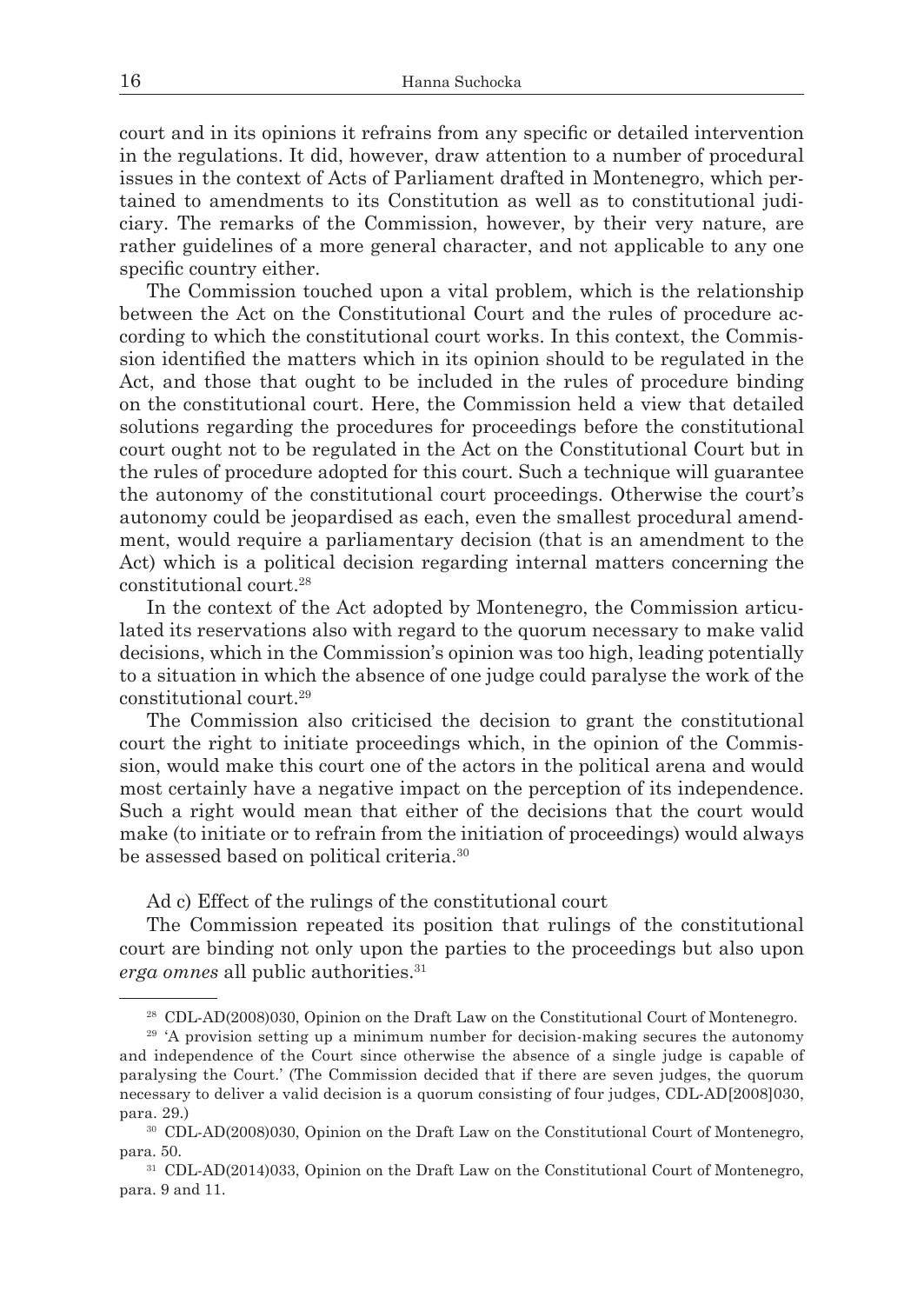court and in its opinions it refrains from any specific or detailed intervention in the regulations. It did, however, draw attention to a number of procedural issues in the context of Acts of Parliament drafted in Montenegro, which pertained to amendments to its Constitution as well as to constitutional judiciary. The remarks of the Commission, however, by their very nature, are rather guidelines of a more general character, and not applicable to any one specific country either.

The Commission touched upon a vital problem, which is the relationship between the Act on the Constitutional Court and the rules of procedure according to which the constitutional court works. In this context, the Commission identified the matters which in its opinion should to be regulated in the Act, and those that ought to be included in the rules of procedure binding on the constitutional court. Here, the Commission held a view that detailed solutions regarding the procedures for proceedings before the constitutional court ought not to be regulated in the Act on the Constitutional Court but in the rules of procedure adopted for this court. Such a technique will guarantee the autonomy of the constitutional court proceedings. Otherwise the court's autonomy could be jeopardised as each, even the smallest procedural amendment, would require a parliamentary decision (that is an amendment to the Act) which is a political decision regarding internal matters concerning the constitutional court.[28]

In the context of the Act adopted by Montenegro, the Commission articulated its reservations also with regard to the quorum necessary to make valid decisions, which in the Commission's opinion was too high, leading potentially to a situation in which the absence of one judge could paralyse the work of the constitutional court.[29]

The Commission also criticised the decision to grant the constitutional court the right to initiate proceedings which, in the opinion of the Commission, would make this court one of the actors in the political arena and would most certainly have a negative impact on the perception of its independence. Such a right would mean that either of the decisions that the court would make (to initiate or to refrain from the initiation of proceedings) would always be assessed based on political criteria.[30]

Ad c) Effect of the rulings of the constitutional court

The Commission repeated its position that rulings of the constitutional court are binding not only upon the parties to the proceedings but also upon *erga omnes* all public authorities.[31]

---

[28] CDL-AD(2008)030, Opinion on the Draft Law on the Constitutional Court of Montenegro.

[29] 'A provision setting up a minimum number for decision-making secures the autonomy and independence of the Court since otherwise the absence of a single judge is capable of paralysing the Court.' (The Commission decided that if there are seven judges, the quorum necessary to deliver a valid decision is a quorum consisting of four judges, CDL-AD[2008]030, para. 29.)

[30] CDL-AD(2008)030, Opinion on the Draft Law on the Constitutional Court of Montenegro, para. 50.

[31] CDL-AD(2014)033, Opinion on the Draft Law on the Constitutional Court of Montenegro, para. 9 and 11.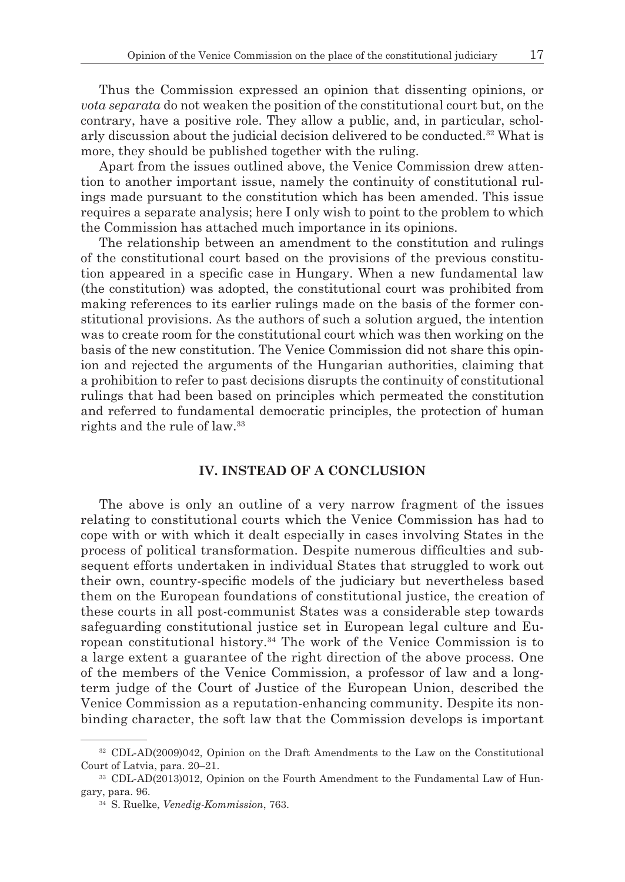Thus the Commission expressed an opinion that dissenting opinions, or *vota separata* do not weaken the position of the constitutional court but, on the contrary, have a positive role. They allow a public, and, in particular, scholarly discussion about the judicial decision delivered to be conducted.[32] What is more, they should be published together with the ruling.

Apart from the issues outlined above, the Venice Commission drew attention to another important issue, namely the continuity of constitutional rulings made pursuant to the constitution which has been amended. This issue requires a separate analysis; here I only wish to point to the problem to which the Commission has attached much importance in its opinions.

The relationship between an amendment to the constitution and rulings of the constitutional court based on the provisions of the previous constitution appeared in a specific case in Hungary. When a new fundamental law (the constitution) was adopted, the constitutional court was prohibited from making references to its earlier rulings made on the basis of the former constitutional provisions. As the authors of such a solution argued, the intention was to create room for the constitutional court which was then working on the basis of the new constitution. The Venice Commission did not share this opinion and rejected the arguments of the Hungarian authorities, claiming that a prohibition to refer to past decisions disrupts the continuity of constitutional rulings that had been based on principles which permeated the constitution and referred to fundamental democratic principles, the protection of human rights and the rule of law.[33]

## IV. INSTEAD OF A CONCLUSION

The above is only an outline of a very narrow fragment of the issues relating to constitutional courts which the Venice Commission has had to cope with or with which it dealt especially in cases involving States in the process of political transformation. Despite numerous difficulties and subsequent efforts undertaken in individual States that struggled to work out their own, country-specific models of the judiciary but nevertheless based them on the European foundations of constitutional justice, the creation of these courts in all post-communist States was a considerable step towards safeguarding constitutional justice set in European legal culture and European constitutional history.[34] The work of the Venice Commission is to a large extent a guarantee of the right direction of the above process. One of the members of the Venice Commission, a professor of law and a long-term judge of the Court of Justice of the European Union, described the Venice Commission as a reputation-enhancing community. Despite its non-binding character, the soft law that the Commission develops is important

---

[32] CDL-AD(2009)042, Opinion on the Draft Amendments to the Law on the Constitutional Court of Latvia, para. 20–21.

[33] CDL-AD(2013)012, Opinion on the Fourth Amendment to the Fundamental Law of Hungary, para. 96.

[34] S. Ruelke, *Venedig-Kommission*, 763.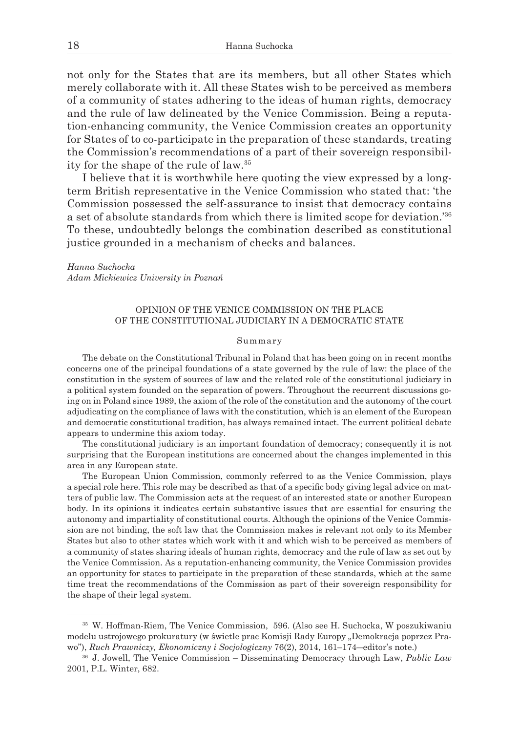not only for the States that are its members, but all other States which merely collaborate with it. All these States wish to be perceived as members of a community of states adhering to the ideas of human rights, democracy and the rule of law delineated by the Venice Commission. Being a reputation-enhancing community, the Venice Commission creates an opportunity for States of to co-participate in the preparation of these standards, treating the Commission's recommendations of a part of their sovereign responsibility for the shape of the rule of law.[35]

I believe that it is worthwhile here quoting the view expressed by a long-term British representative in the Venice Commission who stated that: 'the Commission possessed the self-assurance to insist that democracy contains a set of absolute standards from which there is limited scope for deviation.'[36] To these, undoubtedly belongs the combination described as constitutional justice grounded in a mechanism of checks and balances.

*Hanna Suchocka*
*Adam Mickiewicz University in Poznań*

## OPINION OF THE VENICE COMMISSION ON THE PLACE OF THE CONSTITUTIONAL JUDICIARY IN A DEMOCRATIC STATE

### Summary

The debate on the Constitutional Tribunal in Poland that has been going on in recent months concerns one of the principal foundations of a state governed by the rule of law: the place of the constitution in the system of sources of law and the related role of the constitutional judiciary in a political system founded on the separation of powers. Throughout the recurrent discussions going on in Poland since 1989, the axiom of the role of the constitution and the autonomy of the court adjudicating on the compliance of laws with the constitution, which is an element of the European and democratic constitutional tradition, has always remained intact. The current political debate appears to undermine this axiom today.

The constitutional judiciary is an important foundation of democracy; consequently it is not surprising that the European institutions are concerned about the changes implemented in this area in any European state.

The European Union Commission, commonly referred to as the Venice Commission, plays a special role here. This role may be described as that of a specific body giving legal advice on matters of public law. The Commission acts at the request of an interested state or another European body. In its opinions it indicates certain substantive issues that are essential for ensuring the autonomy and impartiality of constitutional courts. Although the opinions of the Venice Commission are not binding, the soft law that the Commission makes is relevant not only to its Member States but also to other states which work with it and which wish to be perceived as members of a community of states sharing ideals of human rights, democracy and the rule of law as set out by the Venice Commission. As a reputation-enhancing community, the Venice Commission provides an opportunity for states to participate in the preparation of these standards, which at the same time treat the recommendations of the Commission as part of their sovereign responsibility for the shape of their legal system.

---

[35] W. Hoffman-Riem, The Venice Commission, 596. (Also see H. Suchocka, W poszukiwaniu modelu ustrojowego prokuratury (w świetle prac Komisji Rady Europy „Demokracja poprzez Prawo"), *Ruch Prawniczy, Ekonomiczny i Socjologiczny* 76(2), 2014, 161–174–editor's note.)

[36] J. Jowell, The Venice Commission – Disseminating Democracy through Law, *Public Law* 2001, P.L. Winter, 682.